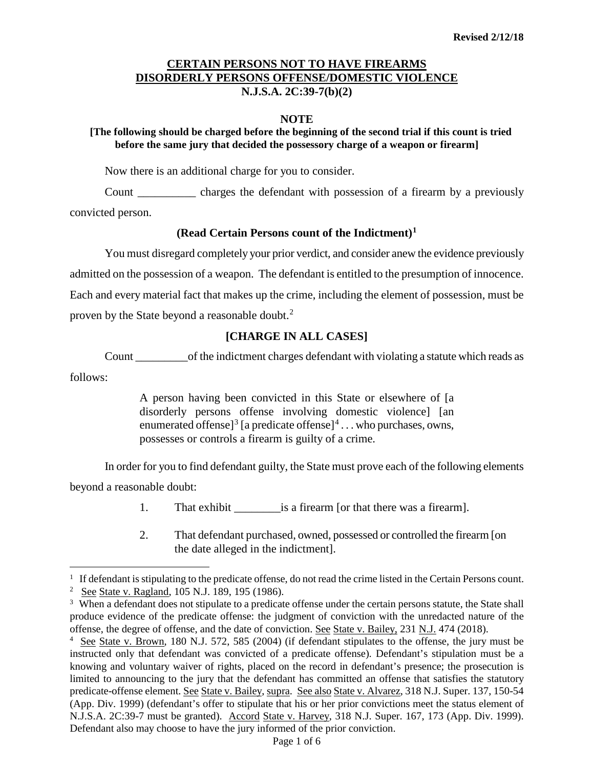Revised 2/12/18

# CERTAIN PERSONS NOT TO HAVE FIREARMS
# DISORDERLY PERSONS OFFENSE/DOMESTIC VIOLENCE
# N.J.S.A. 2C:39-7(b)(2)

**NOTE**

**[The following should be charged before the beginning of the second trial if this count is tried before the same jury that decided the possessory charge of a weapon or firearm]**

Now there is an additional charge for you to consider.

Count __________ charges the defendant with possession of a firearm by a previously convicted person.

**(Read Certain Persons count of the Indictment)[1]**

You must disregard completely your prior verdict, and consider anew the evidence previously admitted on the possession of a weapon. The defendant is entitled to the presumption of innocence. Each and every material fact that makes up the crime, including the element of possession, must be proven by the State beyond a reasonable doubt.[2]

**[CHARGE IN ALL CASES]**

Count _________of the indictment charges defendant with violating a statute which reads as follows:

> A person having been convicted in this State or elsewhere of [a disorderly persons offense involving domestic violence] [an enumerated offense][3] [a predicate offense][4] . . . who purchases, owns, possesses or controls a firearm is guilty of a crime.

In order for you to find defendant guilty, the State must prove each of the following elements beyond a reasonable doubt:

1. That exhibit ________is a firearm [or that there was a firearm].

2. That defendant purchased, owned, possessed or controlled the firearm [on the date alleged in the indictment].

---

[1] If defendant is stipulating to the predicate offense, do not read the crime listed in the Certain Persons count.

[2] See State v. Ragland, 105 N.J. 189, 195 (1986).

[3] When a defendant does not stipulate to a predicate offense under the certain persons statute, the State shall produce evidence of the predicate offense: the judgment of conviction with the unredacted nature of the offense, the degree of offense, and the date of conviction. See State v. Bailey, 231 N.J. 474 (2018).

[4] See State v. Brown, 180 N.J. 572, 585 (2004) (if defendant stipulates to the offense, the jury must be instructed only that defendant was convicted of a predicate offense). Defendant's stipulation must be a knowing and voluntary waiver of rights, placed on the record in defendant's presence; the prosecution is limited to announcing to the jury that the defendant has committed an offense that satisfies the statutory predicate-offense element. See State v. Bailey, supra. See also State v. Alvarez, 318 N.J. Super. 137, 150-54 (App. Div. 1999) (defendant's offer to stipulate that his or her prior convictions meet the status element of N.J.S.A. 2C:39-7 must be granted). Accord State v. Harvey, 318 N.J. Super. 167, 173 (App. Div. 1999). Defendant also may choose to have the jury informed of the prior conviction.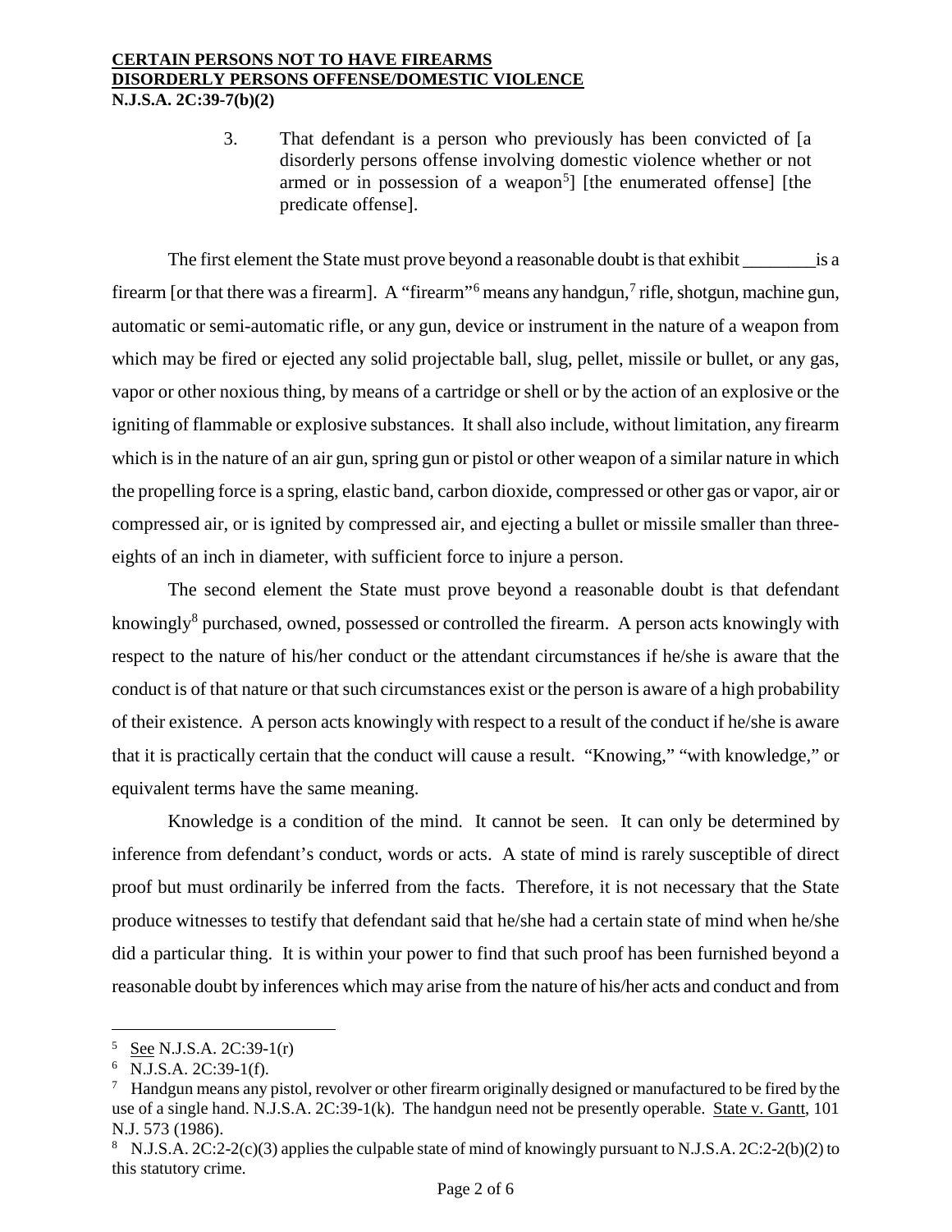3. That defendant is a person who previously has been convicted of [a disorderly persons offense involving domestic violence whether or not armed or in possession of a weapon[5]] [the enumerated offense] [the predicate offense].

The first element the State must prove beyond a reasonable doubt is that exhibit ________ is a firearm [or that there was a firearm]. A "firearm"[6] means any handgun,[7] rifle, shotgun, machine gun, automatic or semi-automatic rifle, or any gun, device or instrument in the nature of a weapon from which may be fired or ejected any solid projectable ball, slug, pellet, missile or bullet, or any gas, vapor or other noxious thing, by means of a cartridge or shell or by the action of an explosive or the igniting of flammable or explosive substances. It shall also include, without limitation, any firearm which is in the nature of an air gun, spring gun or pistol or other weapon of a similar nature in which the propelling force is a spring, elastic band, carbon dioxide, compressed or other gas or vapor, air or compressed air, or is ignited by compressed air, and ejecting a bullet or missile smaller than three-eights of an inch in diameter, with sufficient force to injure a person.

The second element the State must prove beyond a reasonable doubt is that defendant knowingly[8] purchased, owned, possessed or controlled the firearm. A person acts knowingly with respect to the nature of his/her conduct or the attendant circumstances if he/she is aware that the conduct is of that nature or that such circumstances exist or the person is aware of a high probability of their existence. A person acts knowingly with respect to a result of the conduct if he/she is aware that it is practically certain that the conduct will cause a result. "Knowing," "with knowledge," or equivalent terms have the same meaning.

Knowledge is a condition of the mind. It cannot be seen. It can only be determined by inference from defendant's conduct, words or acts. A state of mind is rarely susceptible of direct proof but must ordinarily be inferred from the facts. Therefore, it is not necessary that the State produce witnesses to testify that defendant said that he/she had a certain state of mind when he/she did a particular thing. It is within your power to find that such proof has been furnished beyond a reasonable doubt by inferences which may arise from the nature of his/her acts and conduct and from

---

[5] See N.J.S.A. 2C:39-1(r)

[6] N.J.S.A. 2C:39-1(f).

[7] Handgun means any pistol, revolver or other firearm originally designed or manufactured to be fired by the use of a single hand. N.J.S.A. 2C:39-1(k). The handgun need not be presently operable. State v. Gantt, 101 N.J. 573 (1986).

[8] N.J.S.A. 2C:2-2(c)(3) applies the culpable state of mind of knowingly pursuant to N.J.S.A. 2C:2-2(b)(2) to this statutory crime.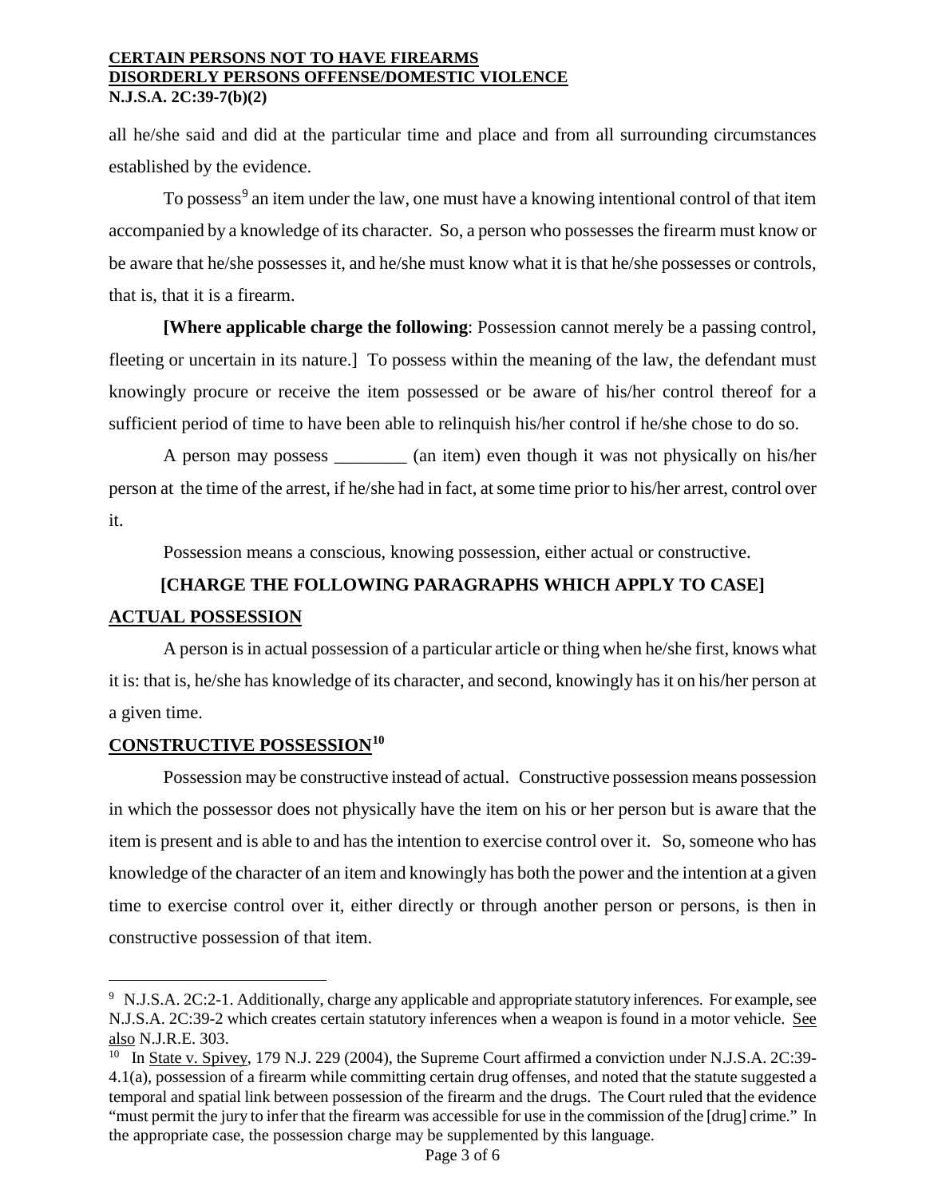all he/she said and did at the particular time and place and from all surrounding circumstances established by the evidence.

To possess[9] an item under the law, one must have a knowing intentional control of that item accompanied by a knowledge of its character. So, a person who possesses the firearm must know or be aware that he/she possesses it, and he/she must know what it is that he/she possesses or controls, that is, that it is a firearm.

**[Where applicable charge the following**: Possession cannot merely be a passing control, fleeting or uncertain in its nature.] To possess within the meaning of the law, the defendant must knowingly procure or receive the item possessed or be aware of his/her control thereof for a sufficient period of time to have been able to relinquish his/her control if he/she chose to do so.

A person may possess ________ (an item) even though it was not physically on his/her person at the time of the arrest, if he/she had in fact, at some time prior to his/her arrest, control over it.

Possession means a conscious, knowing possession, either actual or constructive.

**[CHARGE THE FOLLOWING PARAGRAPHS WHICH APPLY TO CASE]**

**ACTUAL POSSESSION**

A person is in actual possession of a particular article or thing when he/she first, knows what it is: that is, he/she has knowledge of its character, and second, knowingly has it on his/her person at a given time.

**CONSTRUCTIVE POSSESSION[10]**

Possession may be constructive instead of actual. Constructive possession means possession in which the possessor does not physically have the item on his or her person but is aware that the item is present and is able to and has the intention to exercise control over it. So, someone who has knowledge of the character of an item and knowingly has both the power and the intention at a given time to exercise control over it, either directly or through another person or persons, is then in constructive possession of that item.

---

[9] N.J.S.A. 2C:2-1. Additionally, charge any applicable and appropriate statutory inferences. For example, see N.J.S.A. 2C:39-2 which creates certain statutory inferences when a weapon is found in a motor vehicle. See also N.J.R.E. 303.

[10] In State v. Spivey, 179 N.J. 229 (2004), the Supreme Court affirmed a conviction under N.J.S.A. 2C:39-4.1(a), possession of a firearm while committing certain drug offenses, and noted that the statute suggested a temporal and spatial link between possession of the firearm and the drugs. The Court ruled that the evidence "must permit the jury to infer that the firearm was accessible for use in the commission of the [drug] crime." In the appropriate case, the possession charge may be supplemented by this language.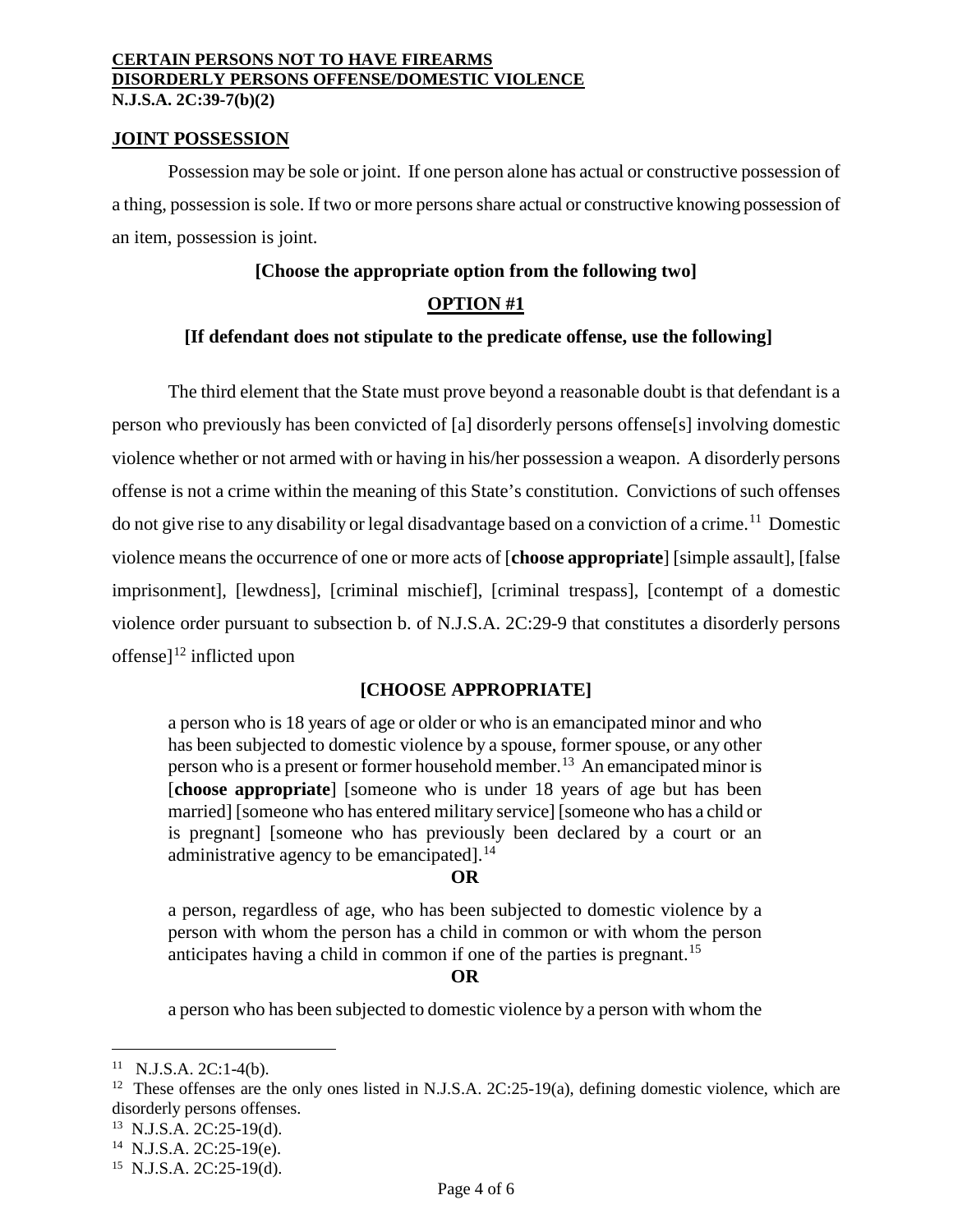## JOINT POSSESSION

Possession may be sole or joint. If one person alone has actual or constructive possession of a thing, possession is sole. If two or more persons share actual or constructive knowing possession of an item, possession is joint.

**[Choose the appropriate option from the following two]**

**OPTION #1**

**[If defendant does not stipulate to the predicate offense, use the following]**

The third element that the State must prove beyond a reasonable doubt is that defendant is a person who previously has been convicted of [a] disorderly persons offense[s] involving domestic violence whether or not armed with or having in his/her possession a weapon. A disorderly persons offense is not a crime within the meaning of this State's constitution. Convictions of such offenses do not give rise to any disability or legal disadvantage based on a conviction of a crime.[11] Domestic violence means the occurrence of one or more acts of [**choose appropriate**] [simple assault], [false imprisonment], [lewdness], [criminal mischief], [criminal trespass], [contempt of a domestic violence order pursuant to subsection b. of N.J.S.A. 2C:29-9 that constitutes a disorderly persons offense][12] inflicted upon

**[CHOOSE APPROPRIATE]**

> a person who is 18 years of age or older or who is an emancipated minor and who has been subjected to domestic violence by a spouse, former spouse, or any other person who is a present or former household member.[13] An emancipated minor is [**choose appropriate**] [someone who is under 18 years of age but has been married] [someone who has entered military service] [someone who has a child or is pregnant] [someone who has previously been declared by a court or an administrative agency to be emancipated].[14]
>
> **OR**
>
> a person, regardless of age, who has been subjected to domestic violence by a person with whom the person has a child in common or with whom the person anticipates having a child in common if one of the parties is pregnant.[15]
>
> **OR**
>
> a person who has been subjected to domestic violence by a person with whom the

---

[11] N.J.S.A. 2C:1-4(b).

[12] These offenses are the only ones listed in N.J.S.A. 2C:25-19(a), defining domestic violence, which are disorderly persons offenses.

[13] N.J.S.A. 2C:25-19(d).

[14] N.J.S.A. 2C:25-19(e).

[15] N.J.S.A. 2C:25-19(d).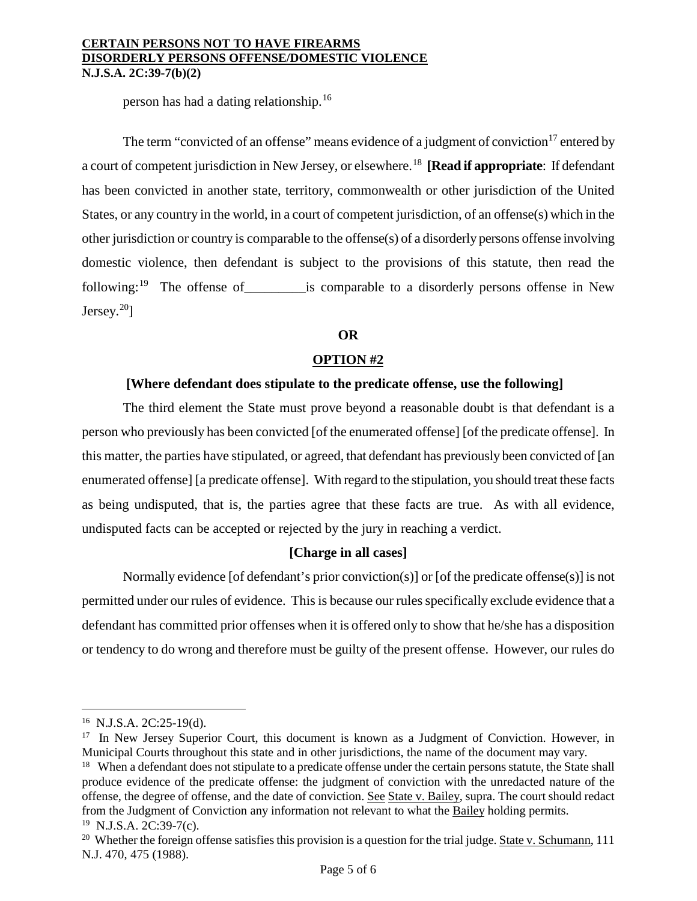person has had a dating relationship.[16]

The term "convicted of an offense" means evidence of a judgment of conviction[17] entered by a court of competent jurisdiction in New Jersey, or elsewhere.[18] **[Read if appropriate**: If defendant has been convicted in another state, territory, commonwealth or other jurisdiction of the United States, or any country in the world, in a court of competent jurisdiction, of an offense(s) which in the other jurisdiction or country is comparable to the offense(s) of a disorderly persons offense involving domestic violence, then defendant is subject to the provisions of this statute, then read the following:[19] The offense of_________is comparable to a disorderly persons offense in New Jersey.[20]]

**OR**

**OPTION #2**

**[Where defendant does stipulate to the predicate offense, use the following]**

The third element the State must prove beyond a reasonable doubt is that defendant is a person who previously has been convicted [of the enumerated offense] [of the predicate offense]. In this matter, the parties have stipulated, or agreed, that defendant has previously been convicted of [an enumerated offense] [a predicate offense]. With regard to the stipulation, you should treat these facts as being undisputed, that is, the parties agree that these facts are true. As with all evidence, undisputed facts can be accepted or rejected by the jury in reaching a verdict.

**[Charge in all cases]**

Normally evidence [of defendant's prior conviction(s)] or [of the predicate offense(s)] is not permitted under our rules of evidence. This is because our rules specifically exclude evidence that a defendant has committed prior offenses when it is offered only to show that he/she has a disposition or tendency to do wrong and therefore must be guilty of the present offense. However, our rules do

---

[16] N.J.S.A. 2C:25-19(d).

[17] In New Jersey Superior Court, this document is known as a Judgment of Conviction. However, in Municipal Courts throughout this state and in other jurisdictions, the name of the document may vary.

[18] When a defendant does not stipulate to a predicate offense under the certain persons statute, the State shall produce evidence of the predicate offense: the judgment of conviction with the unredacted nature of the offense, the degree of offense, and the date of conviction. See State v. Bailey, supra. The court should redact from the Judgment of Conviction any information not relevant to what the Bailey holding permits.

[19] N.J.S.A. 2C:39-7(c).

[20] Whether the foreign offense satisfies this provision is a question for the trial judge. State v. Schumann, 111 N.J. 470, 475 (1988).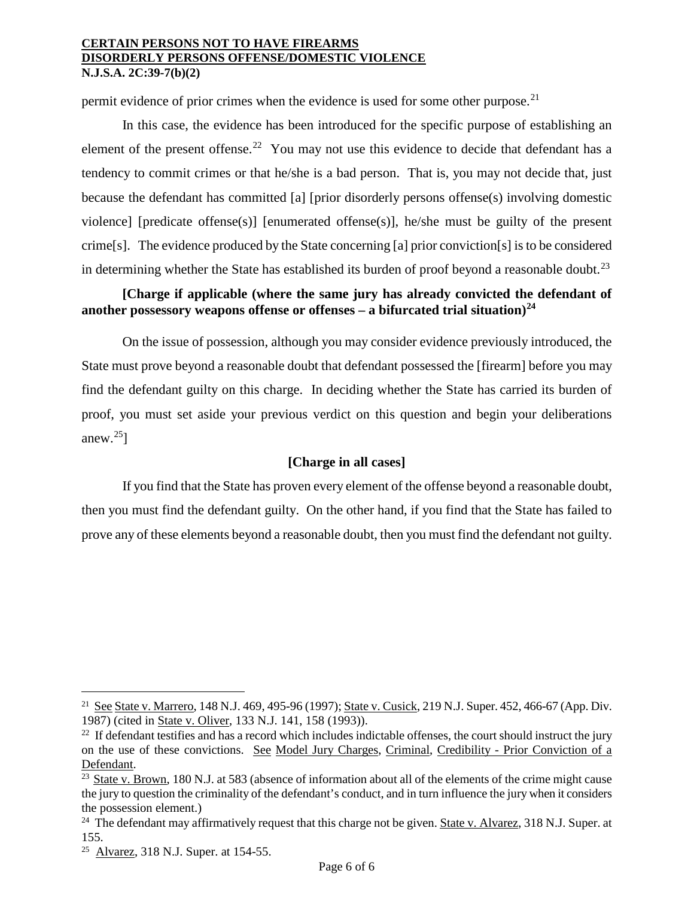permit evidence of prior crimes when the evidence is used for some other purpose.[21]

In this case, the evidence has been introduced for the specific purpose of establishing an element of the present offense.[22] You may not use this evidence to decide that defendant has a tendency to commit crimes or that he/she is a bad person. That is, you may not decide that, just because the defendant has committed [a] [prior disorderly persons offense(s) involving domestic violence] [predicate offense(s)] [enumerated offense(s)], he/she must be guilty of the present crime[s]. The evidence produced by the State concerning [a] prior conviction[s] is to be considered in determining whether the State has established its burden of proof beyond a reasonable doubt.[23]

**[Charge if applicable (where the same jury has already convicted the defendant of another possessory weapons offense or offenses – a bifurcated trial situation)[24]**

On the issue of possession, although you may consider evidence previously introduced, the State must prove beyond a reasonable doubt that defendant possessed the [firearm] before you may find the defendant guilty on this charge. In deciding whether the State has carried its burden of proof, you must set aside your previous verdict on this question and begin your deliberations anew.[25]]

**[Charge in all cases]**

If you find that the State has proven every element of the offense beyond a reasonable doubt, then you must find the defendant guilty. On the other hand, if you find that the State has failed to prove any of these elements beyond a reasonable doubt, then you must find the defendant not guilty.

---

[21] See State v. Marrero, 148 N.J. 469, 495-96 (1997); State v. Cusick, 219 N.J. Super. 452, 466-67 (App. Div. 1987) (cited in State v. Oliver, 133 N.J. 141, 158 (1993)).

[22] If defendant testifies and has a record which includes indictable offenses, the court should instruct the jury on the use of these convictions. See Model Jury Charges, Criminal, Credibility - Prior Conviction of a Defendant.

[23] State v. Brown, 180 N.J. at 583 (absence of information about all of the elements of the crime might cause the jury to question the criminality of the defendant's conduct, and in turn influence the jury when it considers the possession element.)

[24] The defendant may affirmatively request that this charge not be given. State v. Alvarez, 318 N.J. Super. at 155.

[25] Alvarez, 318 N.J. Super. at 154-55.